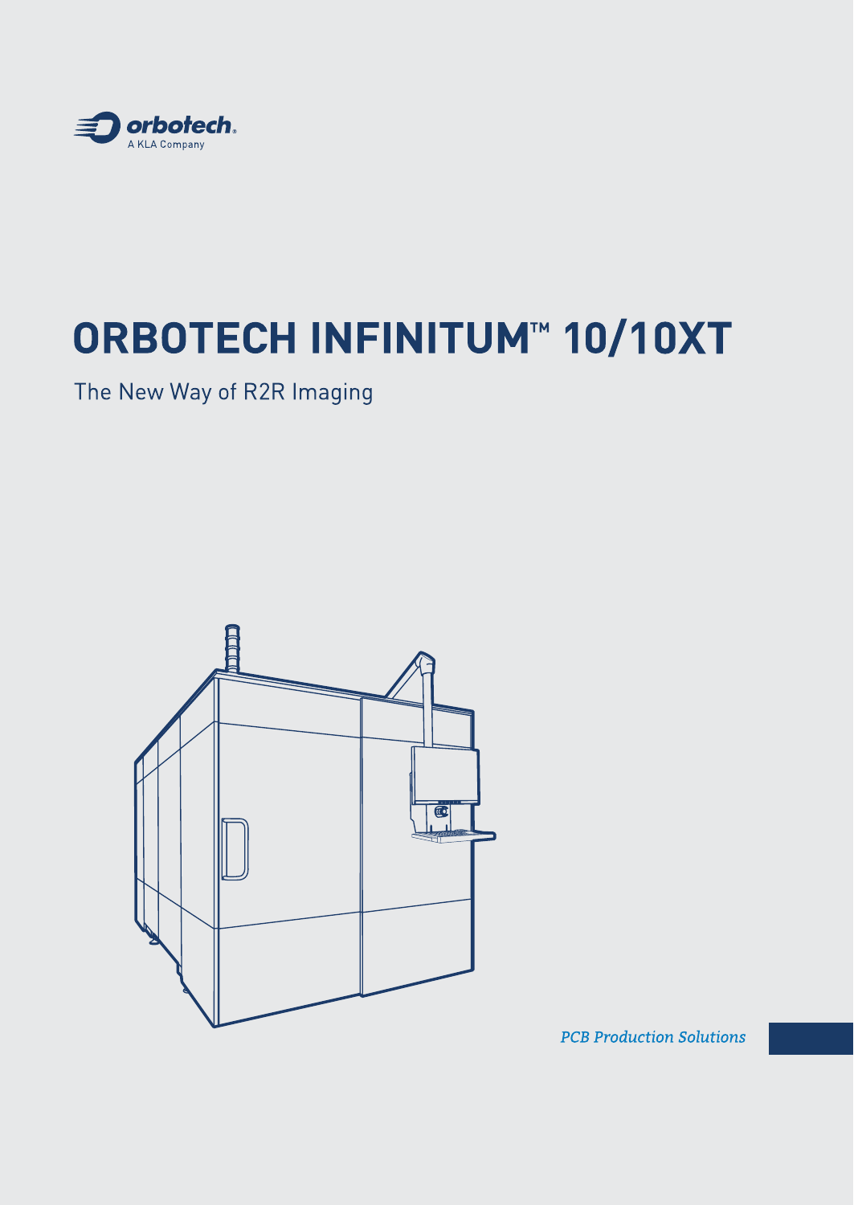orbotech
A KLA Company

# ORBOTECH INFINITUM™ 10/10XT

The New Way of R2R Imaging

*PCB Production Solutions*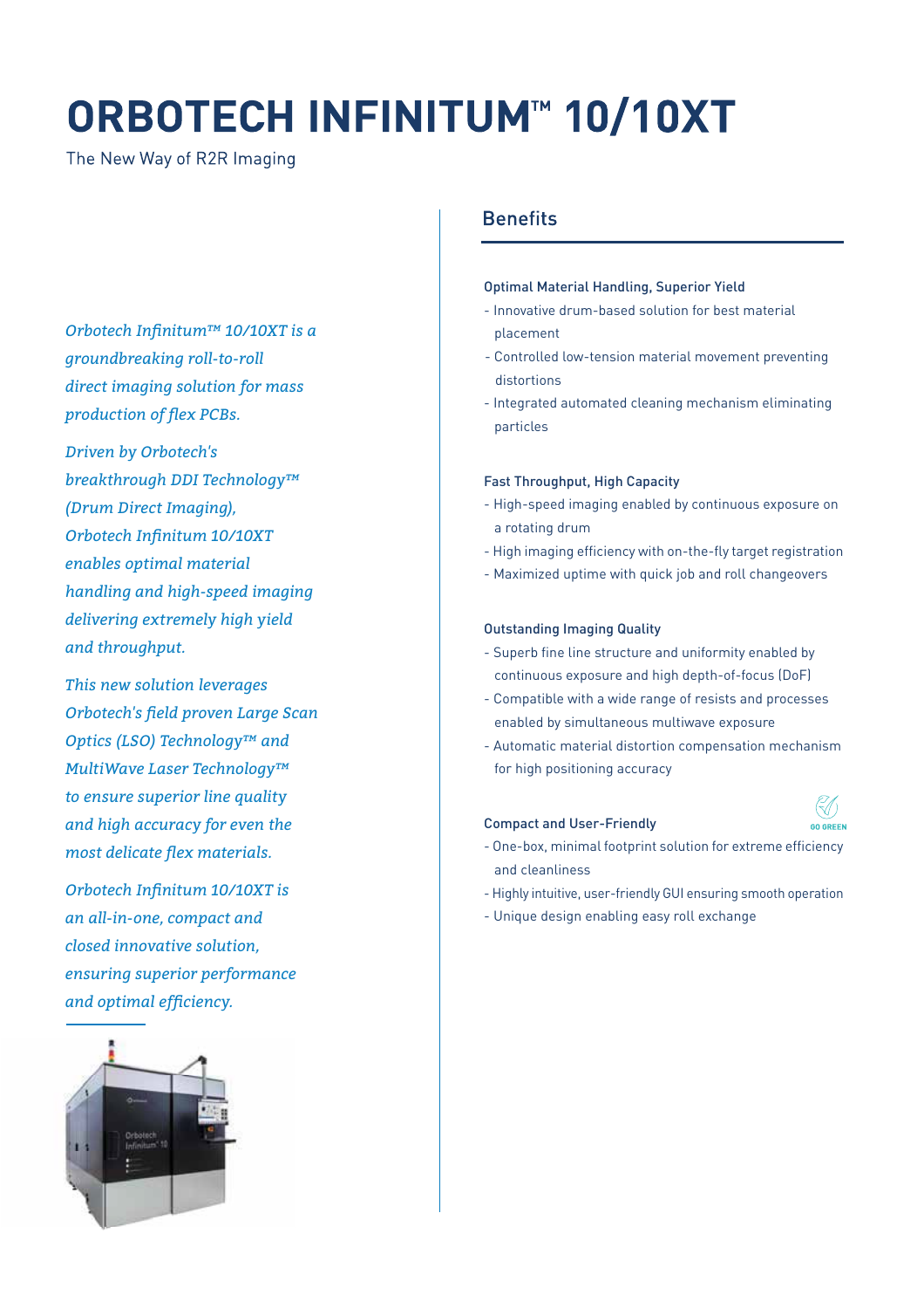# ORBOTECH INFINITUM™ 10/10XT

The New Way of R2R Imaging

*Orbotech Infinitum™ 10/10XT is a groundbreaking roll-to-roll direct imaging solution for mass production of flex PCBs.*

*Driven by Orbotech's breakthrough DDI Technology™ (Drum Direct Imaging), Orbotech Infinitum 10/10XT enables optimal material handling and high-speed imaging delivering extremely high yield and throughput.*

*This new solution leverages Orbotech's field proven Large Scan Optics (LSO) Technology™ and MultiWave Laser Technology™ to ensure superior line quality and high accuracy for even the most delicate flex materials.*

*Orbotech Infinitum 10/10XT is an all-in-one, compact and closed innovative solution, ensuring superior performance and optimal efficiency.*

## Benefits

### Optimal Material Handling, Superior Yield

- Innovative drum-based solution for best material placement
- Controlled low-tension material movement preventing distortions
- Integrated automated cleaning mechanism eliminating particles

### Fast Throughput, High Capacity

- High-speed imaging enabled by continuous exposure on a rotating drum
- High imaging efficiency with on-the-fly target registration
- Maximized uptime with quick job and roll changeovers

### Outstanding Imaging Quality

- Superb fine line structure and uniformity enabled by continuous exposure and high depth-of-focus (DoF)
- Compatible with a wide range of resists and processes enabled by simultaneous multiwave exposure
- Automatic material distortion compensation mechanism for high positioning accuracy

### Compact and User-Friendly

GO GREEN

- One-box, minimal footprint solution for extreme efficiency and cleanliness
- Highly intuitive, user-friendly GUI ensuring smooth operation
- Unique design enabling easy roll exchange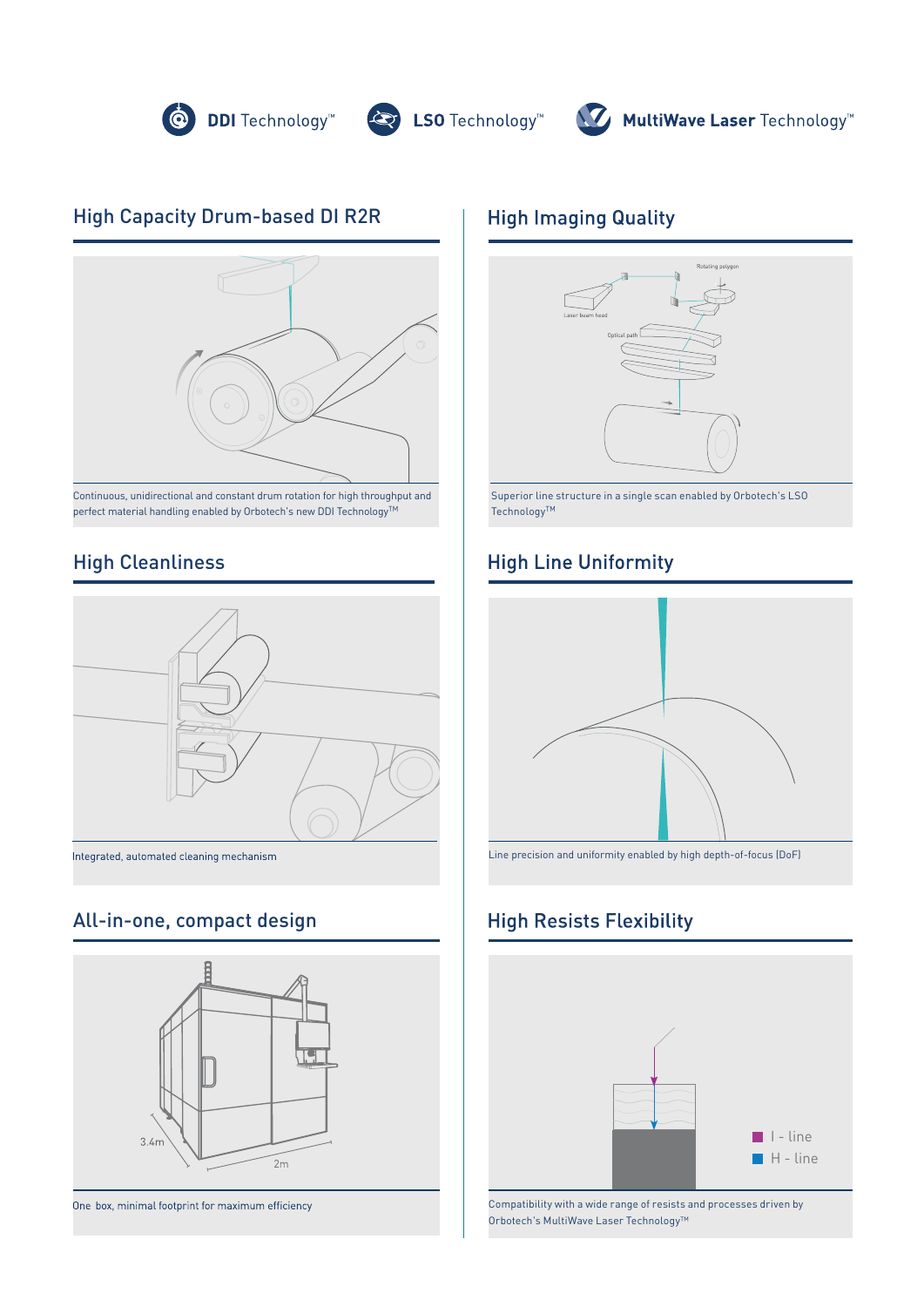**DDI** Technology™ **LSO** Technology™ **MultiWave Laser** Technology™

## High Capacity Drum-based DI R2R

Continuous, unidirectional and constant drum rotation for high throughput and perfect material handling enabled by Orbotech's new DDI Technology™

## High Cleanliness

Integrated, automated cleaning mechanism

## All-in-one, compact design

3.4m

2m

One box, minimal footprint for maximum efficiency

## High Imaging Quality

Rotating polygon

Laser beam head

Optical path

Superior line structure in a single scan enabled by Orbotech's LSO Technology™

## High Line Uniformity

Line precision and uniformity enabled by high depth-of-focus (DoF)

## High Resists Flexibility

I - line

H - line

Compatibility with a wide range of resists and processes driven by Orbotech's MultiWave Laser Technology™